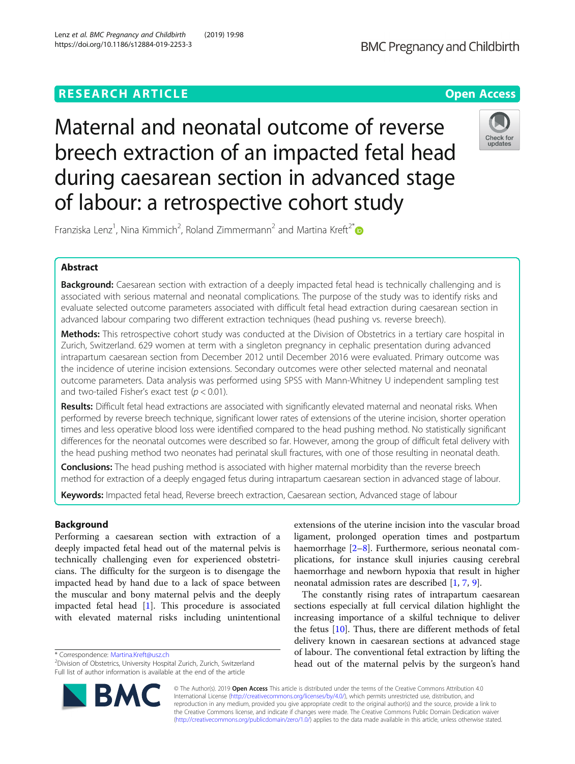RESEARCH ARTICLE

Open Access

# Maternal and neonatal outcome of reverse breech extraction of an impacted fetal head during caesarean section in advanced stage of labour: a retrospective cohort study

Franziska Lenz[1], Nina Kimmich[2], Roland Zimmermann[2] and Martina Kreft[2*]

## Abstract

**Background:** Caesarean section with extraction of a deeply impacted fetal head is technically challenging and is associated with serious maternal and neonatal complications. The purpose of the study was to identify risks and evaluate selected outcome parameters associated with difficult fetal head extraction during caesarean section in advanced labour comparing two different extraction techniques (head pushing vs. reverse breech).

**Methods:** This retrospective cohort study was conducted at the Division of Obstetrics in a tertiary care hospital in Zurich, Switzerland. 629 women at term with a singleton pregnancy in cephalic presentation during advanced intrapartum caesarean section from December 2012 until December 2016 were evaluated. Primary outcome was the incidence of uterine incision extensions. Secondary outcomes were other selected maternal and neonatal outcome parameters. Data analysis was performed using SPSS with Mann-Whitney U independent sampling test and two-tailed Fisher's exact test ($p < 0.01$).

**Results:** Difficult fetal head extractions are associated with significantly elevated maternal and neonatal risks. When performed by reverse breech technique, significant lower rates of extensions of the uterine incision, shorter operation times and less operative blood loss were identified compared to the head pushing method. No statistically significant differences for the neonatal outcomes were described so far. However, among the group of difficult fetal delivery with the head pushing method two neonates had perinatal skull fractures, with one of those resulting in neonatal death.

**Conclusions:** The head pushing method is associated with higher maternal morbidity than the reverse breech method for extraction of a deeply engaged fetus during intrapartum caesarean section in advanced stage of labour.

**Keywords:** Impacted fetal head, Reverse breech extraction, Caesarean section, Advanced stage of labour

## Background

Performing a caesarean section with extraction of a deeply impacted fetal head out of the maternal pelvis is technically challenging even for experienced obstetricians. The difficulty for the surgeon is to disengage the impacted head by hand due to a lack of space between the muscular and bony maternal pelvis and the deeply impacted fetal head [1]. This procedure is associated with elevated maternal risks including unintentional extensions of the uterine incision into the vascular broad ligament, prolonged operation times and postpartum haemorrhage [2–8]. Furthermore, serious neonatal complications, for instance skull injuries causing cerebral haemorrhage and newborn hypoxia that result in higher neonatal admission rates are described [1, 7, 9].

The constantly rising rates of intrapartum caesarean sections especially at full cervical dilation highlight the increasing importance of a skilful technique to deliver the fetus [10]. Thus, there are different methods of fetal delivery known in caesarean sections at advanced stage of labour. The conventional fetal extraction by lifting the head out of the maternal pelvis by the surgeon's hand

* Correspondence: Martina.Kreft@usz.ch
[2]Division of Obstetrics, University Hospital Zurich, Zurich, Switzerland
Full list of author information is available at the end of the article

© The Author(s). 2019 **Open Access** This article is distributed under the terms of the Creative Commons Attribution 4.0 International License (http://creativecommons.org/licenses/by/4.0/), which permits unrestricted use, distribution, and reproduction in any medium, provided you give appropriate credit to the original author(s) and the source, provide a link to the Creative Commons license, and indicate if changes were made. The Creative Commons Public Domain Dedication waiver (http://creativecommons.org/publicdomain/zero/1.0/) applies to the data made available in this article, unless otherwise stated.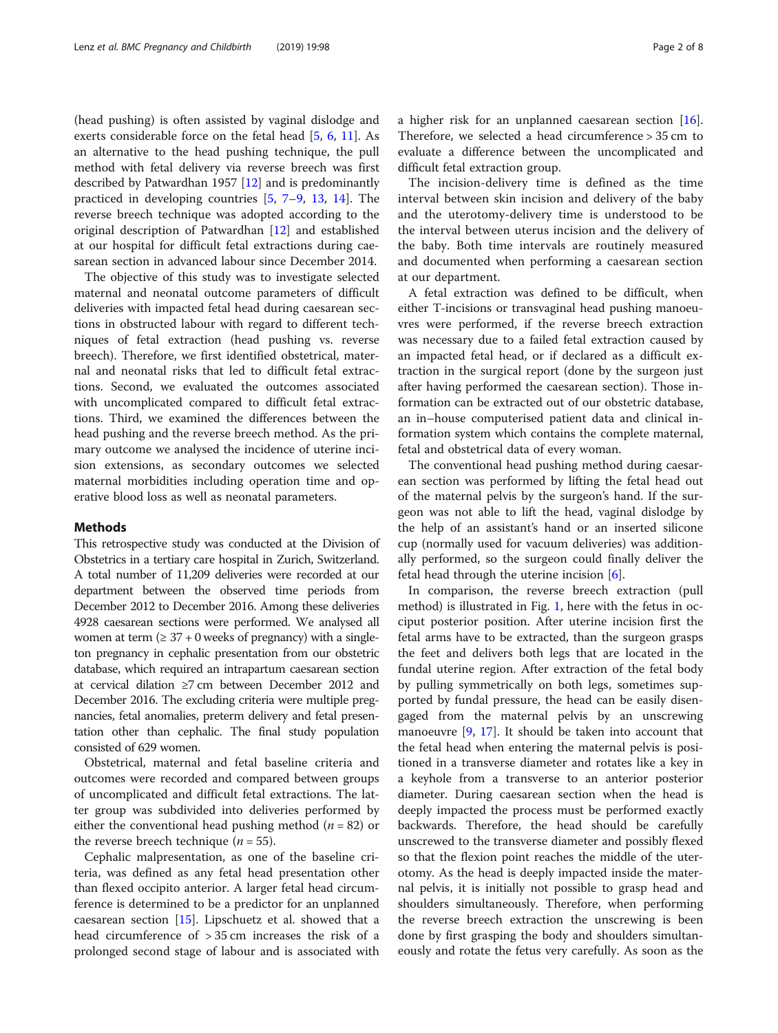(head pushing) is often assisted by vaginal dislodge and exerts considerable force on the fetal head [5, 6, 11]. As an alternative to the head pushing technique, the pull method with fetal delivery via reverse breech was first described by Patwardhan 1957 [12] and is predominantly practiced in developing countries [5, 7–9, 13, 14]. The reverse breech technique was adopted according to the original description of Patwardhan [12] and established at our hospital for difficult fetal extractions during caesarean section in advanced labour since December 2014.

The objective of this study was to investigate selected maternal and neonatal outcome parameters of difficult deliveries with impacted fetal head during caesarean sections in obstructed labour with regard to different techniques of fetal extraction (head pushing vs. reverse breech). Therefore, we first identified obstetrical, maternal and neonatal risks that led to difficult fetal extractions. Second, we evaluated the outcomes associated with uncomplicated compared to difficult fetal extractions. Third, we examined the differences between the head pushing and the reverse breech method. As the primary outcome we analysed the incidence of uterine incision extensions, as secondary outcomes we selected maternal morbidities including operation time and operative blood loss as well as neonatal parameters.

## Methods

This retrospective study was conducted at the Division of Obstetrics in a tertiary care hospital in Zurich, Switzerland. A total number of 11,209 deliveries were recorded at our department between the observed time periods from December 2012 to December 2016. Among these deliveries 4928 caesarean sections were performed. We analysed all women at term (≥ 37 + 0 weeks of pregnancy) with a singleton pregnancy in cephalic presentation from our obstetric database, which required an intrapartum caesarean section at cervical dilation ≥7 cm between December 2012 and December 2016. The excluding criteria were multiple pregnancies, fetal anomalies, preterm delivery and fetal presentation other than cephalic. The final study population consisted of 629 women.

Obstetrical, maternal and fetal baseline criteria and outcomes were recorded and compared between groups of uncomplicated and difficult fetal extractions. The latter group was subdivided into deliveries performed by either the conventional head pushing method ($n = 82$) or the reverse breech technique ($n = 55$).

Cephalic malpresentation, as one of the baseline criteria, was defined as any fetal head presentation other than flexed occipito anterior. A larger fetal head circumference is determined to be a predictor for an unplanned caesarean section [15]. Lipschuetz et al. showed that a head circumference of > 35 cm increases the risk of a prolonged second stage of labour and is associated with a higher risk for an unplanned caesarean section [16]. Therefore, we selected a head circumference > 35 cm to evaluate a difference between the uncomplicated and difficult fetal extraction group.

The incision-delivery time is defined as the time interval between skin incision and delivery of the baby and the uterotomy-delivery time is understood to be the interval between uterus incision and the delivery of the baby. Both time intervals are routinely measured and documented when performing a caesarean section at our department.

A fetal extraction was defined to be difficult, when either T-incisions or transvaginal head pushing manoeuvres were performed, if the reverse breech extraction was necessary due to a failed fetal extraction caused by an impacted fetal head, or if declared as a difficult extraction in the surgical report (done by the surgeon just after having performed the caesarean section). Those information can be extracted out of our obstetric database, an in–house computerised patient data and clinical information system which contains the complete maternal, fetal and obstetrical data of every woman.

The conventional head pushing method during caesarean section was performed by lifting the fetal head out of the maternal pelvis by the surgeon's hand. If the surgeon was not able to lift the head, vaginal dislodge by the help of an assistant's hand or an inserted silicone cup (normally used for vacuum deliveries) was additionally performed, so the surgeon could finally deliver the fetal head through the uterine incision [6].

In comparison, the reverse breech extraction (pull method) is illustrated in Fig. 1, here with the fetus in occiput posterior position. After uterine incision first the fetal arms have to be extracted, than the surgeon grasps the feet and delivers both legs that are located in the fundal uterine region. After extraction of the fetal body by pulling symmetrically on both legs, sometimes supported by fundal pressure, the head can be easily disengaged from the maternal pelvis by an unscrewing manoeuvre [9, 17]. It should be taken into account that the fetal head when entering the maternal pelvis is positioned in a transverse diameter and rotates like a key in a keyhole from a transverse to an anterior posterior diameter. During caesarean section when the head is deeply impacted the process must be performed exactly backwards. Therefore, the head should be carefully unscrewed to the transverse diameter and possibly flexed so that the flexion point reaches the middle of the uterotomy. As the head is deeply impacted inside the maternal pelvis, it is initially not possible to grasp head and shoulders simultaneously. Therefore, when performing the reverse breech extraction the unscrewing is been done by first grasping the body and shoulders simultaneously and rotate the fetus very carefully. As soon as the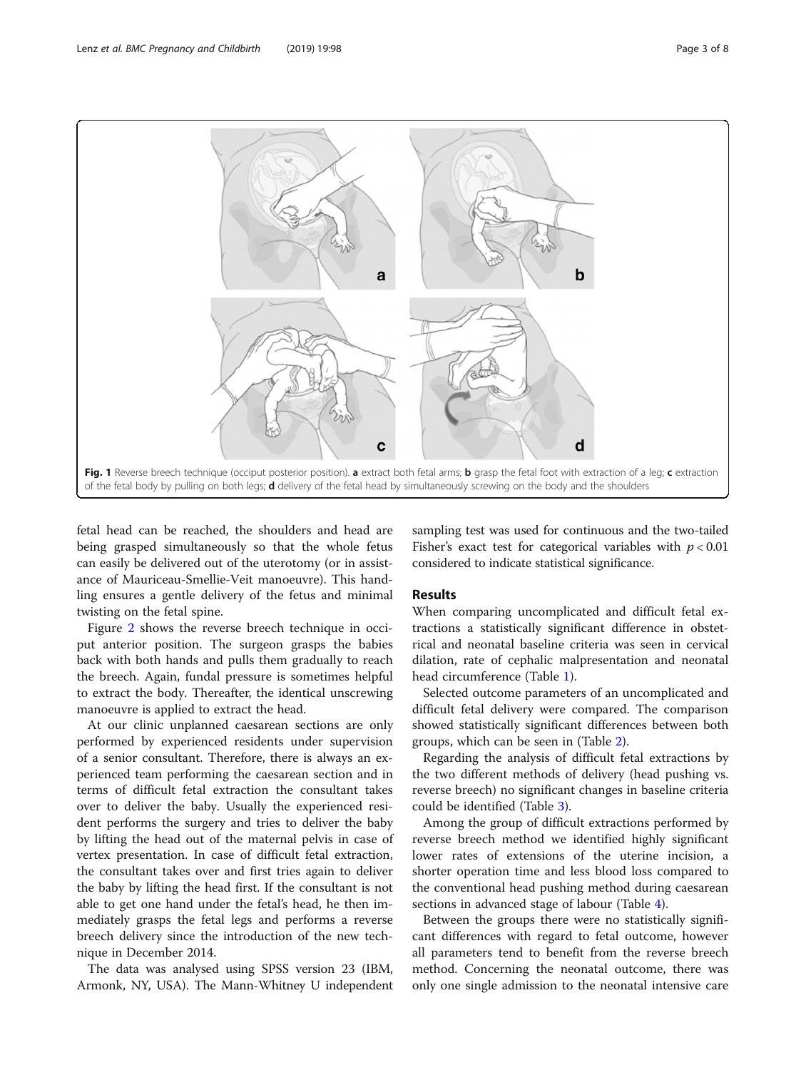Fig. 1 Reverse breech technique (occiput posterior position). **a** extract both fetal arms; **b** grasp the fetal foot with extraction of a leg; **c** extraction of the fetal body by pulling on both legs; **d** delivery of the fetal head by simultaneously screwing on the body and the shoulders

fetal head can be reached, the shoulders and head are being grasped simultaneously so that the whole fetus can easily be delivered out of the uterotomy (or in assistance of Mauriceau-Smellie-Veit manoeuvre). This handling ensures a gentle delivery of the fetus and minimal twisting on the fetal spine.

Figure 2 shows the reverse breech technique in occiput anterior position. The surgeon grasps the babies back with both hands and pulls them gradually to reach the breech. Again, fundal pressure is sometimes helpful to extract the body. Thereafter, the identical unscrewing manoeuvre is applied to extract the head.

At our clinic unplanned caesarean sections are only performed by experienced residents under supervision of a senior consultant. Therefore, there is always an experienced team performing the caesarean section and in terms of difficult fetal extraction the consultant takes over to deliver the baby. Usually the experienced resident performs the surgery and tries to deliver the baby by lifting the head out of the maternal pelvis in case of vertex presentation. In case of difficult fetal extraction, the consultant takes over and first tries again to deliver the baby by lifting the head first. If the consultant is not able to get one hand under the fetal's head, he then immediately grasps the fetal legs and performs a reverse breech delivery since the introduction of the new technique in December 2014.

The data was analysed using SPSS version 23 (IBM, Armonk, NY, USA). The Mann-Whitney U independent sampling test was used for continuous and the two-tailed Fisher's exact test for categorical variables with $p < 0.01$ considered to indicate statistical significance.

## Results

When comparing uncomplicated and difficult fetal extractions a statistically significant difference in obstetrical and neonatal baseline criteria was seen in cervical dilation, rate of cephalic malpresentation and neonatal head circumference (Table 1).

Selected outcome parameters of an uncomplicated and difficult fetal delivery were compared. The comparison showed statistically significant differences between both groups, which can be seen in (Table 2).

Regarding the analysis of difficult fetal extractions by the two different methods of delivery (head pushing vs. reverse breech) no significant changes in baseline criteria could be identified (Table 3).

Among the group of difficult extractions performed by reverse breech method we identified highly significant lower rates of extensions of the uterine incision, a shorter operation time and less blood loss compared to the conventional head pushing method during caesarean sections in advanced stage of labour (Table 4).

Between the groups there were no statistically significant differences with regard to fetal outcome, however all parameters tend to benefit from the reverse breech method. Concerning the neonatal outcome, there was only one single admission to the neonatal intensive care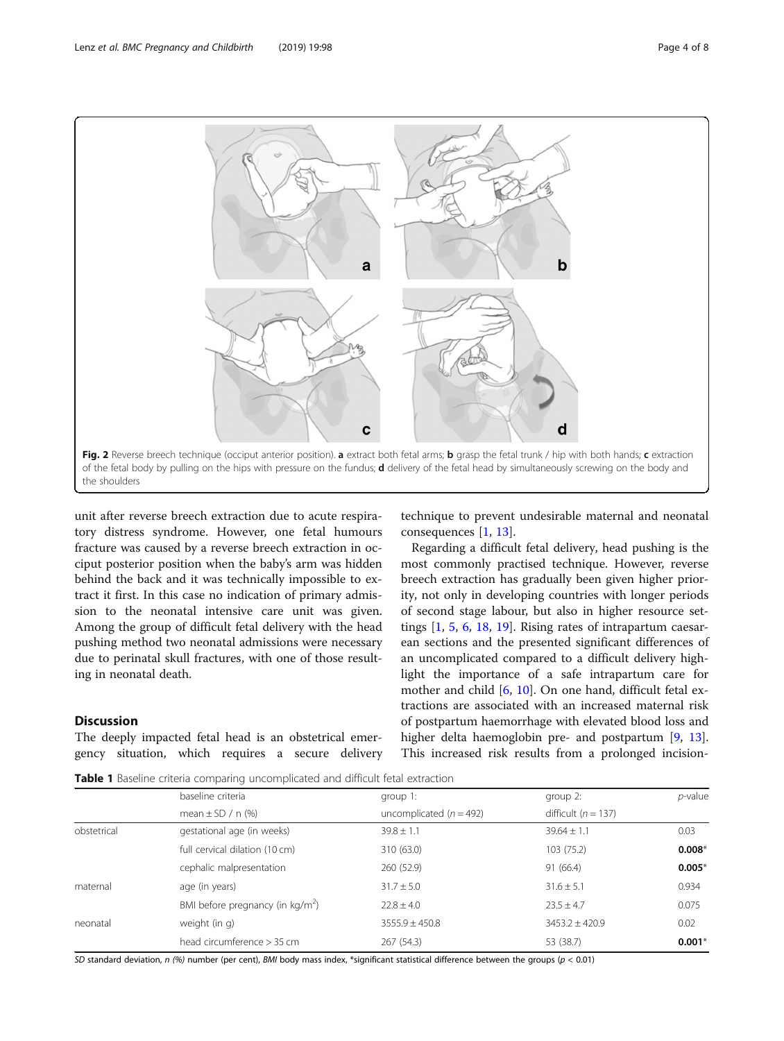**Fig. 2** Reverse breech technique (occiput anterior position). **a** extract both fetal arms; **b** grasp the fetal trunk / hip with both hands; **c** extraction of the fetal body by pulling on the hips with pressure on the fundus; **d** delivery of the fetal head by simultaneously screwing on the body and the shoulders

unit after reverse breech extraction due to acute respiratory distress syndrome. However, one fetal humours fracture was caused by a reverse breech extraction in occiput posterior position when the baby's arm was hidden behind the back and it was technically impossible to extract it first. In this case no indication of primary admission to the neonatal intensive care unit was given. Among the group of difficult fetal delivery with the head pushing method two neonatal admissions were necessary due to perinatal skull fractures, with one of those resulting in neonatal death.

## Discussion

The deeply impacted fetal head is an obstetrical emergency situation, which requires a secure delivery technique to prevent undesirable maternal and neonatal consequences [1, 13].

Regarding a difficult fetal delivery, head pushing is the most commonly practised technique. However, reverse breech extraction has gradually been given higher priority, not only in developing countries with longer periods of second stage labour, but also in higher resource settings [1, 5, 6, 18, 19]. Rising rates of intrapartum caesarean sections and the presented significant differences of an uncomplicated compared to a difficult delivery highlight the importance of a safe intrapartum care for mother and child [6, 10]. On one hand, difficult fetal extractions are associated with an increased maternal risk of postpartum haemorrhage with elevated blood loss and higher delta haemoglobin pre- and postpartum [9, 13]. This increased risk results from a prolonged incision-

**Table 1** Baseline criteria comparing uncomplicated and difficult fetal extraction

| | baseline criteria | group 1: | group 2: | *p*-value |
|---|---|---|---|---|
| | mean ± SD / n (%) | uncomplicated (*n* = 492) | difficult (*n* = 137) | |
| obstetrical | gestational age (in weeks) | 39.8 ± 1.1 | 39.64 ± 1.1 | 0.03 |
| | full cervical dilation (10 cm) | 310 (63.0) | 103 (75.2) | **0.008*** |
| | cephalic malpresentation | 260 (52.9) | 91 (66.4) | **0.005*** |
| maternal | age (in years) | 31.7 ± 5.0 | 31.6 ± 5.1 | 0.934 |
| | BMI before pregnancy (in kg/m$^2$) | 22.8 ± 4.0 | 23.5 ± 4.7 | 0.075 |
| neonatal | weight (in g) | 3555.9 ± 450.8 | 3453.2 ± 420.9 | 0.02 |
| | head circumference > 35 cm | 267 (54.3) | 53 (38.7) | **0.001*** |

*SD* standard deviation, *n (%)* number (per cent), *BMI* body mass index, *significant statistical difference between the groups ($p < 0.01$)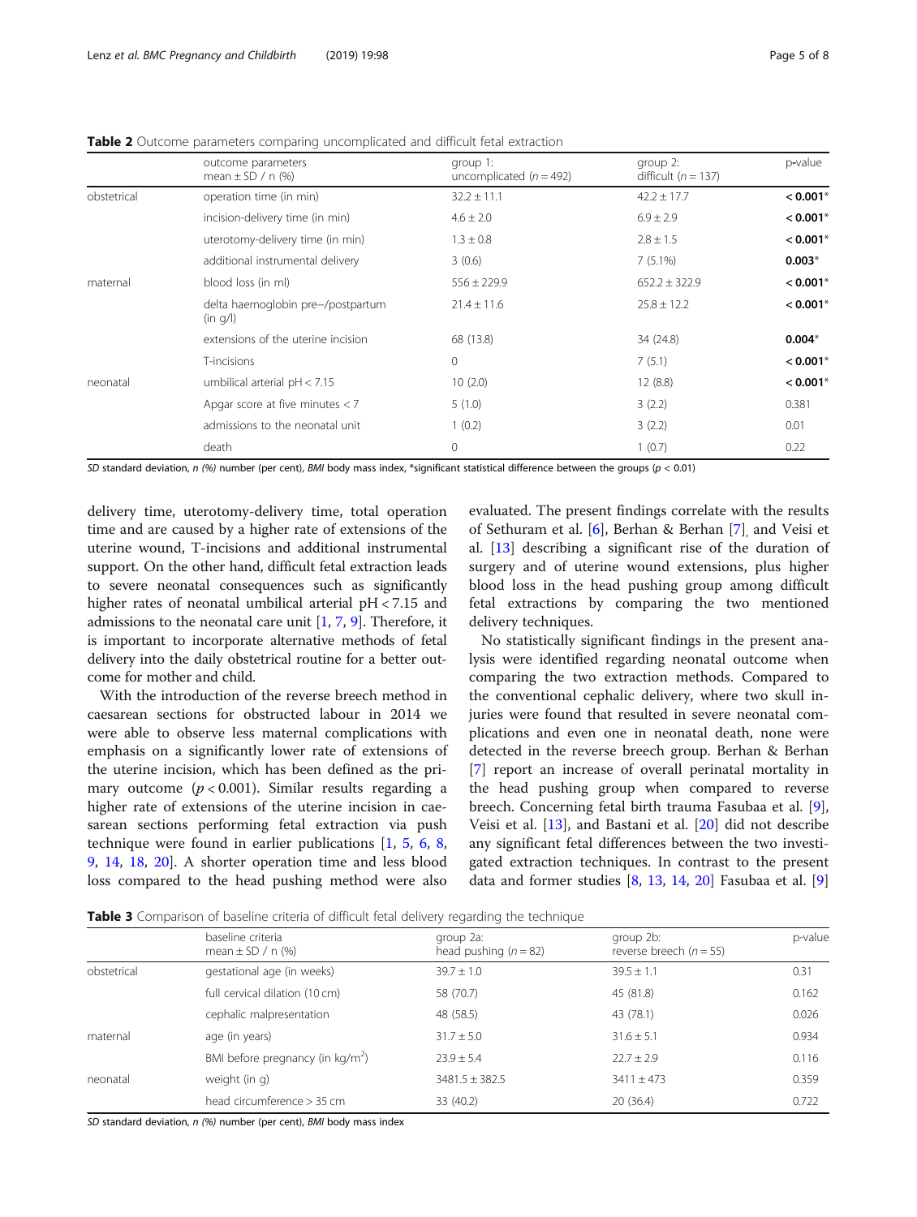**Table 2** Outcome parameters comparing uncomplicated and difficult fetal extraction

| | outcome parameters<br>mean ± SD / n (%) | group 1:<br>uncomplicated (n = 492) | group 2:<br>difficult (n = 137) | p-value |
|---|---|---|---|---|
| obstetrical | operation time (in min) | 32.2 ± 11.1 | 42.2 ± 17.7 | **< 0.001*** |
| | incision-delivery time (in min) | 4.6 ± 2.0 | 6.9 ± 2.9 | **< 0.001*** |
| | uterotomy-delivery time (in min) | 1.3 ± 0.8 | 2.8 ± 1.5 | **< 0.001*** |
| | additional instrumental delivery | 3 (0.6) | 7 (5.1%) | **0.003*** |
| maternal | blood loss (in ml) | 556 ± 229.9 | 652.2 ± 322.9 | **< 0.001*** |
| | delta haemoglobin pre−/postpartum (in g/l) | 21.4 ± 11.6 | 25.8 ± 12.2 | **< 0.001*** |
| | extensions of the uterine incision | 68 (13.8) | 34 (24.8) | **0.004*** |
| | T-incisions | 0 | 7 (5.1) | **< 0.001*** |
| neonatal | umbilical arterial pH < 7.15 | 10 (2.0) | 12 (8.8) | **< 0.001*** |
| | Apgar score at five minutes < 7 | 5 (1.0) | 3 (2.2) | 0.381 |
| | admissions to the neonatal unit | 1 (0.2) | 3 (2.2) | 0.01 |
| | death | 0 | 1 (0.7) | 0.22 |

*SD* standard deviation, *n (%)* number (per cent), *BMI* body mass index, *significant statistical difference between the groups ($p < 0.01$)

delivery time, uterotomy-delivery time, total operation time and are caused by a higher rate of extensions of the uterine wound, T-incisions and additional instrumental support. On the other hand, difficult fetal extraction leads to severe neonatal consequences such as significantly higher rates of neonatal umbilical arterial pH < 7.15 and admissions to the neonatal care unit [1, 7, 9]. Therefore, it is important to incorporate alternative methods of fetal delivery into the daily obstetrical routine for a better outcome for mother and child.

With the introduction of the reverse breech method in caesarean sections for obstructed labour in 2014 we were able to observe less maternal complications with emphasis on a significantly lower rate of extensions of the uterine incision, which has been defined as the primary outcome ($p < 0.001$). Similar results regarding a higher rate of extensions of the uterine incision in caesarean sections performing fetal extraction via push technique were found in earlier publications [1, 5, 6, 8, 9, 14, 18, 20]. A shorter operation time and less blood loss compared to the head pushing method were also evaluated. The present findings correlate with the results of Sethuram et al. [6], Berhan & Berhan [7], and Veisi et al. [13] describing a significant rise of the duration of surgery and of uterine wound extensions, plus higher blood loss in the head pushing group among difficult fetal extractions by comparing the two mentioned delivery techniques.

No statistically significant findings in the present analysis were identified regarding neonatal outcome when comparing the two extraction methods. Compared to the conventional cephalic delivery, where two skull injuries were found that resulted in severe neonatal complications and even one in neonatal death, none were detected in the reverse breech group. Berhan & Berhan [7] report an increase of overall perinatal mortality in the head pushing group when compared to reverse breech. Concerning fetal birth trauma Fasubaa et al. [9], Veisi et al. [13], and Bastani et al. [20] did not describe any significant fetal differences between the two investigated extraction techniques. In contrast to the present data and former studies [8, 13, 14, 20] Fasubaa et al. [9]

**Table 3** Comparison of baseline criteria of difficult fetal delivery regarding the technique

| | baseline criteria<br>mean ± SD / n (%) | group 2a:<br>head pushing (n = 82) | group 2b:<br>reverse breech (n = 55) | p-value |
|---|---|---|---|---|
| obstetrical | gestational age (in weeks) | 39.7 ± 1.0 | 39.5 ± 1.1 | 0.31 |
| | full cervical dilation (10 cm) | 58 (70.7) | 45 (81.8) | 0.162 |
| | cephalic malpresentation | 48 (58.5) | 43 (78.1) | 0.026 |
| maternal | age (in years) | 31.7 ± 5.0 | 31.6 ± 5.1 | 0.934 |
| | BMI before pregnancy (in kg/m$^2$) | 23.9 ± 5.4 | 22.7 ± 2.9 | 0.116 |
| neonatal | weight (in g) | 3481.5 ± 382.5 | 3411 ± 473 | 0.359 |
| | head circumference > 35 cm | 33 (40.2) | 20 (36.4) | 0.722 |

*SD* standard deviation, *n (%)* number (per cent), *BMI* body mass index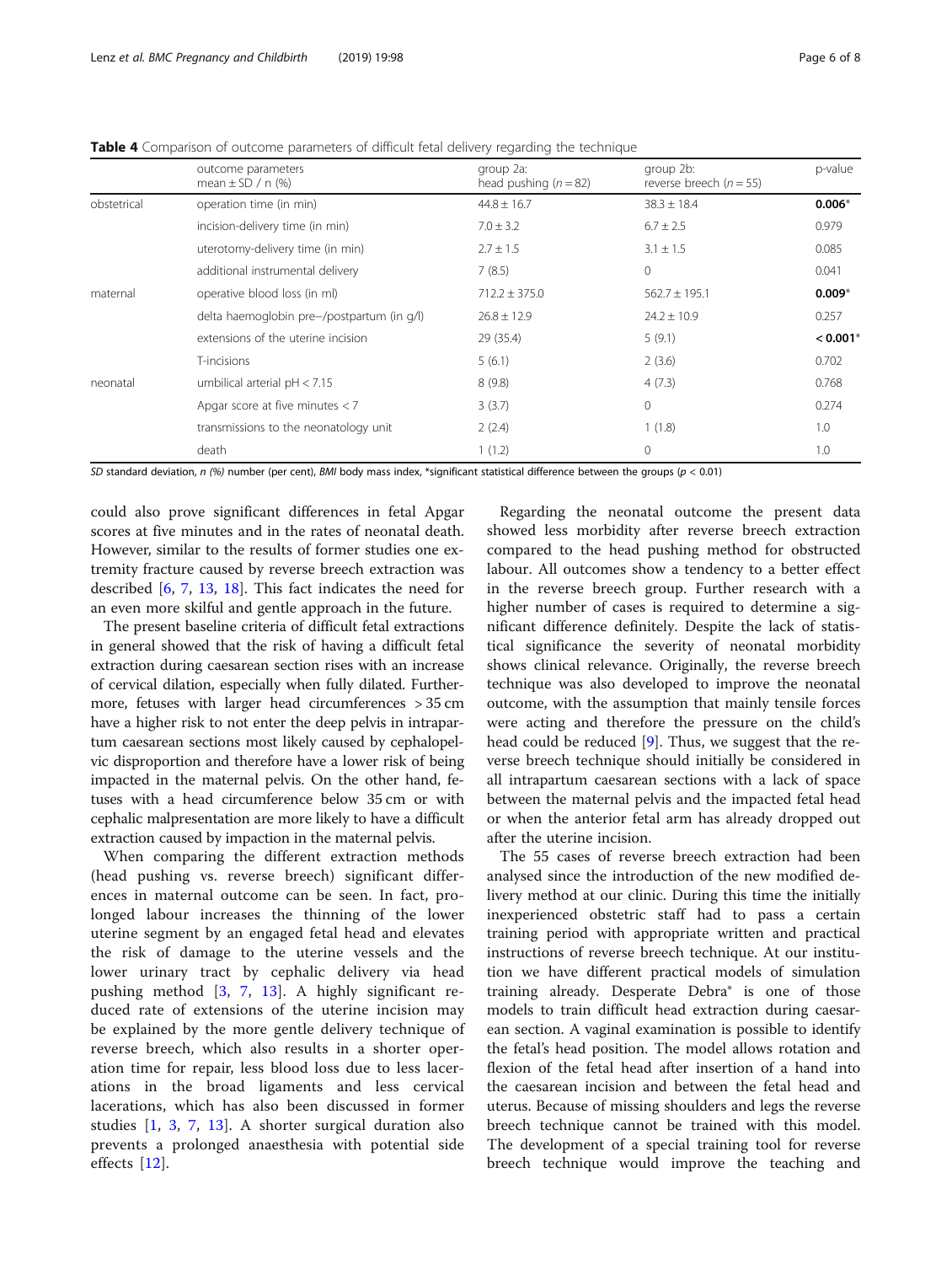**Table 4** Comparison of outcome parameters of difficult fetal delivery regarding the technique

| | outcome parameters mean ± SD / n (%) | group 2a: head pushing ($n = 82$) | group 2b: reverse breech ($n = 55$) | p-value |
|---|---|---|---|---|
| obstetrical | operation time (in min) | 44.8 ± 16.7 | 38.3 ± 18.4 | **0.006*** |
| | incision-delivery time (in min) | 7.0 ± 3.2 | 6.7 ± 2.5 | 0.979 |
| | uterotomy-delivery time (in min) | 2.7 ± 1.5 | 3.1 ± 1.5 | 0.085 |
| | additional instrumental delivery | 7 (8.5) | 0 | 0.041 |
| maternal | operative blood loss (in ml) | 712.2 ± 375.0 | 562.7 ± 195.1 | **0.009*** |
| | delta haemoglobin pre−/postpartum (in g/l) | 26.8 ± 12.9 | 24.2 ± 10.9 | 0.257 |
| | extensions of the uterine incision | 29 (35.4) | 5 (9.1) | **< 0.001*** |
| | T-incisions | 5 (6.1) | 2 (3.6) | 0.702 |
| neonatal | umbilical arterial pH < 7.15 | 8 (9.8) | 4 (7.3) | 0.768 |
| | Apgar score at five minutes < 7 | 3 (3.7) | 0 | 0.274 |
| | transmissions to the neonatology unit | 2 (2.4) | 1 (1.8) | 1.0 |
| | death | 1 (1.2) | 0 | 1.0 |

*SD* standard deviation, *n (%)* number (per cent), *BMI* body mass index, *significant statistical difference between the groups ($p < 0.01$)

could also prove significant differences in fetal Apgar scores at five minutes and in the rates of neonatal death. However, similar to the results of former studies one extremity fracture caused by reverse breech extraction was described [6, 7, 13, 18]. This fact indicates the need for an even more skilful and gentle approach in the future.

The present baseline criteria of difficult fetal extractions in general showed that the risk of having a difficult fetal extraction during caesarean section rises with an increase of cervical dilation, especially when fully dilated. Furthermore, fetuses with larger head circumferences > 35 cm have a higher risk to not enter the deep pelvis in intrapartum caesarean sections most likely caused by cephalopelvic disproportion and therefore have a lower risk of being impacted in the maternal pelvis. On the other hand, fetuses with a head circumference below 35 cm or with cephalic malpresentation are more likely to have a difficult extraction caused by impaction in the maternal pelvis.

When comparing the different extraction methods (head pushing vs. reverse breech) significant differences in maternal outcome can be seen. In fact, prolonged labour increases the thinning of the lower uterine segment by an engaged fetal head and elevates the risk of damage to the uterine vessels and the lower urinary tract by cephalic delivery via head pushing method [3, 7, 13]. A highly significant reduced rate of extensions of the uterine incision may be explained by the more gentle delivery technique of reverse breech, which also results in a shorter operation time for repair, less blood loss due to less lacerations in the broad ligaments and less cervical lacerations, which has also been discussed in former studies [1, 3, 7, 13]. A shorter surgical duration also prevents a prolonged anaesthesia with potential side effects [12].

Regarding the neonatal outcome the present data showed less morbidity after reverse breech extraction compared to the head pushing method for obstructed labour. All outcomes show a tendency to a better effect in the reverse breech group. Further research with a higher number of cases is required to determine a significant difference definitely. Despite the lack of statistical significance the severity of neonatal morbidity shows clinical relevance. Originally, the reverse breech technique was also developed to improve the neonatal outcome, with the assumption that mainly tensile forces were acting and therefore the pressure on the child's head could be reduced [9]. Thus, we suggest that the reverse breech technique should initially be considered in all intrapartum caesarean sections with a lack of space between the maternal pelvis and the impacted fetal head or when the anterior fetal arm has already dropped out after the uterine incision.

The 55 cases of reverse breech extraction had been analysed since the introduction of the new modified delivery method at our clinic. During this time the initially inexperienced obstetric staff had to pass a certain training period with appropriate written and practical instructions of reverse breech technique. At our institution we have different practical models of simulation training already. Desperate Debra® is one of those models to train difficult head extraction during caesarean section. A vaginal examination is possible to identify the fetal's head position. The model allows rotation and flexion of the fetal head after insertion of a hand into the caesarean incision and between the fetal head and uterus. Because of missing shoulders and legs the reverse breech technique cannot be trained with this model. The development of a special training tool for reverse breech technique would improve the teaching and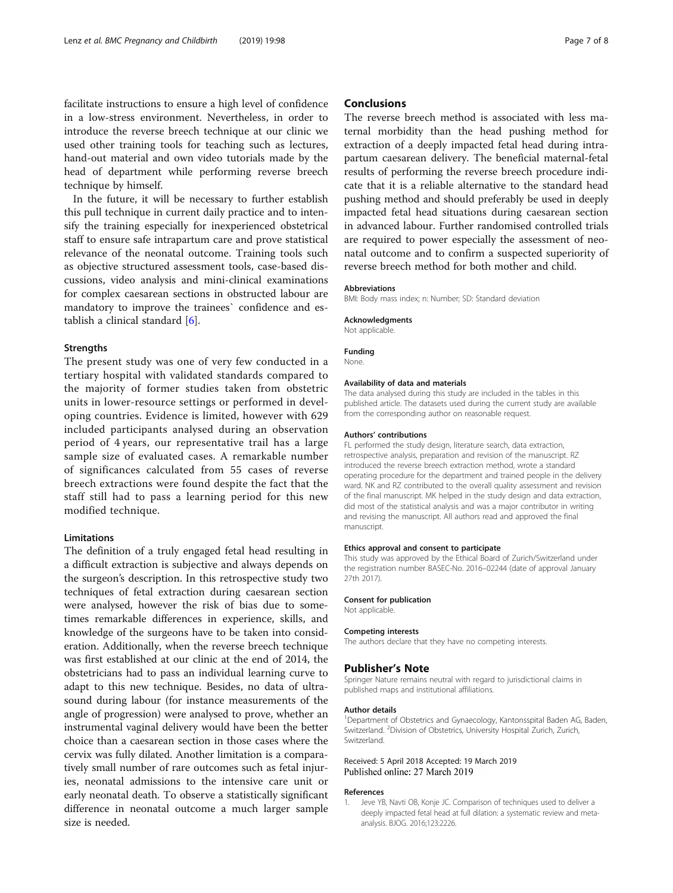facilitate instructions to ensure a high level of confidence in a low-stress environment. Nevertheless, in order to introduce the reverse breech technique at our clinic we used other training tools for teaching such as lectures, hand-out material and own video tutorials made by the head of department while performing reverse breech technique by himself.

In the future, it will be necessary to further establish this pull technique in current daily practice and to intensify the training especially for inexperienced obstetrical staff to ensure safe intrapartum care and prove statistical relevance of the neonatal outcome. Training tools such as objective structured assessment tools, case-based discussions, video analysis and mini-clinical examinations for complex caesarean sections in obstructed labour are mandatory to improve the trainees` confidence and establish a clinical standard [6].

### Strengths

The present study was one of very few conducted in a tertiary hospital with validated standards compared to the majority of former studies taken from obstetric units in lower-resource settings or performed in developing countries. Evidence is limited, however with 629 included participants analysed during an observation period of 4 years, our representative trail has a large sample size of evaluated cases. A remarkable number of significances calculated from 55 cases of reverse breech extractions were found despite the fact that the staff still had to pass a learning period for this new modified technique.

### Limitations

The definition of a truly engaged fetal head resulting in a difficult extraction is subjective and always depends on the surgeon's description. In this retrospective study two techniques of fetal extraction during caesarean section were analysed, however the risk of bias due to sometimes remarkable differences in experience, skills, and knowledge of the surgeons have to be taken into consideration. Additionally, when the reverse breech technique was first established at our clinic at the end of 2014, the obstetricians had to pass an individual learning curve to adapt to this new technique. Besides, no data of ultrasound during labour (for instance measurements of the angle of progression) were analysed to prove, whether an instrumental vaginal delivery would have been the better choice than a caesarean section in those cases where the cervix was fully dilated. Another limitation is a comparatively small number of rare outcomes such as fetal injuries, neonatal admissions to the intensive care unit or early neonatal death. To observe a statistically significant difference in neonatal outcome a much larger sample size is needed.

## Conclusions

The reverse breech method is associated with less maternal morbidity than the head pushing method for extraction of a deeply impacted fetal head during intrapartum caesarean delivery. The beneficial maternal-fetal results of performing the reverse breech procedure indicate that it is a reliable alternative to the standard head pushing method and should preferably be used in deeply impacted fetal head situations during caesarean section in advanced labour. Further randomised controlled trials are required to power especially the assessment of neonatal outcome and to confirm a suspected superiority of reverse breech method for both mother and child.

#### Abbreviations

BMI: Body mass index; n: Number; SD: Standard deviation

#### Acknowledgments

Not applicable.

#### Funding

None.

#### Availability of data and materials

The data analysed during this study are included in the tables in this published article. The datasets used during the current study are available from the corresponding author on reasonable request.

#### Authors' contributions

FL performed the study design, literature search, data extraction, retrospective analysis, preparation and revision of the manuscript. RZ introduced the reverse breech extraction method, wrote a standard operating procedure for the department and trained people in the delivery ward. NK and RZ contributed to the overall quality assessment and revision of the final manuscript. MK helped in the study design and data extraction, did most of the statistical analysis and was a major contributor in writing and revising the manuscript. All authors read and approved the final manuscript.

#### Ethics approval and consent to participate

This study was approved by the Ethical Board of Zurich/Switzerland under the registration number BASEC-No. 2016–02244 (date of approval January 27th 2017).

#### Consent for publication

Not applicable.

#### Competing interests

The authors declare that they have no competing interests.

## Publisher's Note

Springer Nature remains neutral with regard to jurisdictional claims in published maps and institutional affiliations.

#### Author details

[1]Department of Obstetrics and Gynaecology, Kantonsspital Baden AG, Baden, Switzerland. [2]Division of Obstetrics, University Hospital Zurich, Zurich, Switzerland.

Received: 5 April 2018 Accepted: 19 March 2019
Published online: 27 March 2019

#### References

1. Jeve YB, Navti OB, Konje JC. Comparison of techniques used to deliver a deeply impacted fetal head at full dilation: a systematic review and meta-analysis. BJOG. 2016;123:2226.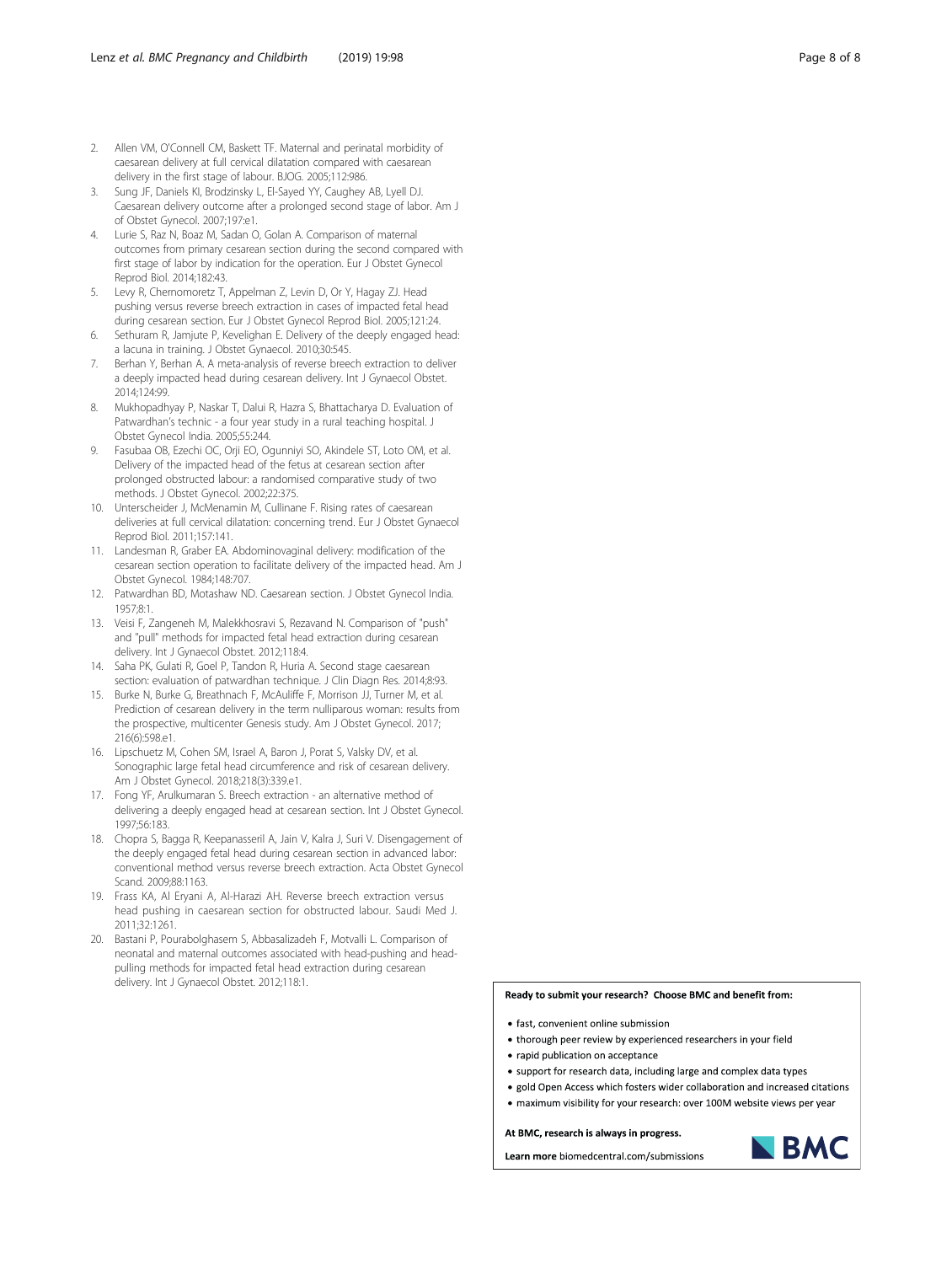2. Allen VM, O'Connell CM, Baskett TF. Maternal and perinatal morbidity of caesarean delivery at full cervical dilatation compared with caesarean delivery in the first stage of labour. BJOG. 2005;112:986.
3. Sung JF, Daniels KI, Brodzinsky L, El-Sayed YY, Caughey AB, Lyell DJ. Caesarean delivery outcome after a prolonged second stage of labor. Am J of Obstet Gynecol. 2007;197:e1.
4. Lurie S, Raz N, Boaz M, Sadan O, Golan A. Comparison of maternal outcomes from primary cesarean section during the second compared with first stage of labor by indication for the operation. Eur J Obstet Gynecol Reprod Biol. 2014;182:43.
5. Levy R, Chernomoretz T, Appelman Z, Levin D, Or Y, Hagay ZJ. Head pushing versus reverse breech extraction in cases of impacted fetal head during cesarean section. Eur J Obstet Gynecol Reprod Biol. 2005;121:24.
6. Sethuram R, Jamjute P, Kevelighan E. Delivery of the deeply engaged head: a lacuna in training. J Obstet Gynaecol. 2010;30:545.
7. Berhan Y, Berhan A. A meta-analysis of reverse breech extraction to deliver a deeply impacted head during cesarean delivery. Int J Gynaecol Obstet. 2014;124:99.
8. Mukhopadhyay P, Naskar T, Dalui R, Hazra S, Bhattacharya D. Evaluation of Patwardhan's technic - a four year study in a rural teaching hospital. J Obstet Gynecol India. 2005;55:244.
9. Fasubaa OB, Ezechi OC, Orji EO, Ogunniyi SO, Akindele ST, Loto OM, et al. Delivery of the impacted head of the fetus at cesarean section after prolonged obstructed labour: a randomised comparative study of two methods. J Obstet Gynecol. 2002;22:375.
10. Unterscheider J, McMenamin M, Cullinane F. Rising rates of caesarean deliveries at full cervical dilatation: concerning trend. Eur J Obstet Gynaecol Reprod Biol. 2011;157:141.
11. Landesman R, Graber EA. Abdominovaginal delivery: modification of the cesarean section operation to facilitate delivery of the impacted head. Am J Obstet Gynecol. 1984;148:707.
12. Patwardhan BD, Motashaw ND. Caesarean section. J Obstet Gynecol India. 1957;8:1.
13. Veisi F, Zangeneh M, Malekkhosravi S, Rezavand N. Comparison of "push" and "pull" methods for impacted fetal head extraction during cesarean delivery. Int J Gynaecol Obstet. 2012;118:4.
14. Saha PK, Gulati R, Goel P, Tandon R, Huria A. Second stage caesarean section: evaluation of patwardhan technique. J Clin Diagn Res. 2014;8:93.
15. Burke N, Burke G, Breathnach F, McAuliffe F, Morrison JJ, Turner M, et al. Prediction of cesarean delivery in the term nulliparous woman: results from the prospective, multicenter Genesis study. Am J Obstet Gynecol. 2017; 216(6):598.e1.
16. Lipschuetz M, Cohen SM, Israel A, Baron J, Porat S, Valsky DV, et al. Sonographic large fetal head circumference and risk of cesarean delivery. Am J Obstet Gynecol. 2018;218(3):339.e1.
17. Fong YF, Arulkumaran S. Breech extraction - an alternative method of delivering a deeply engaged head at cesarean section. Int J Obstet Gynecol. 1997;56:183.
18. Chopra S, Bagga R, Keepanasseril A, Jain V, Kalra J, Suri V. Disengagement of the deeply engaged fetal head during cesarean section in advanced labor: conventional method versus reverse breech extraction. Acta Obstet Gynecol Scand. 2009;88:1163.
19. Frass KA, Al Eryani A, Al-Harazi AH. Reverse breech extraction versus head pushing in caesarean section for obstructed labour. Saudi Med J. 2011;32:1261.
20. Bastani P, Pourabolghasem S, Abbasalizadeh F, Motvalli L. Comparison of neonatal and maternal outcomes associated with head-pushing and head-pulling methods for impacted fetal head extraction during cesarean delivery. Int J Gynaecol Obstet. 2012;118:1.

**Ready to submit your research? Choose BMC and benefit from:**

- fast, convenient online submission
- thorough peer review by experienced researchers in your field
- rapid publication on acceptance
- support for research data, including large and complex data types
- gold Open Access which fosters wider collaboration and increased citations
- maximum visibility for your research: over 100M website views per year

**At BMC, research is always in progress.**

**Learn more** biomedcentral.com/submissions